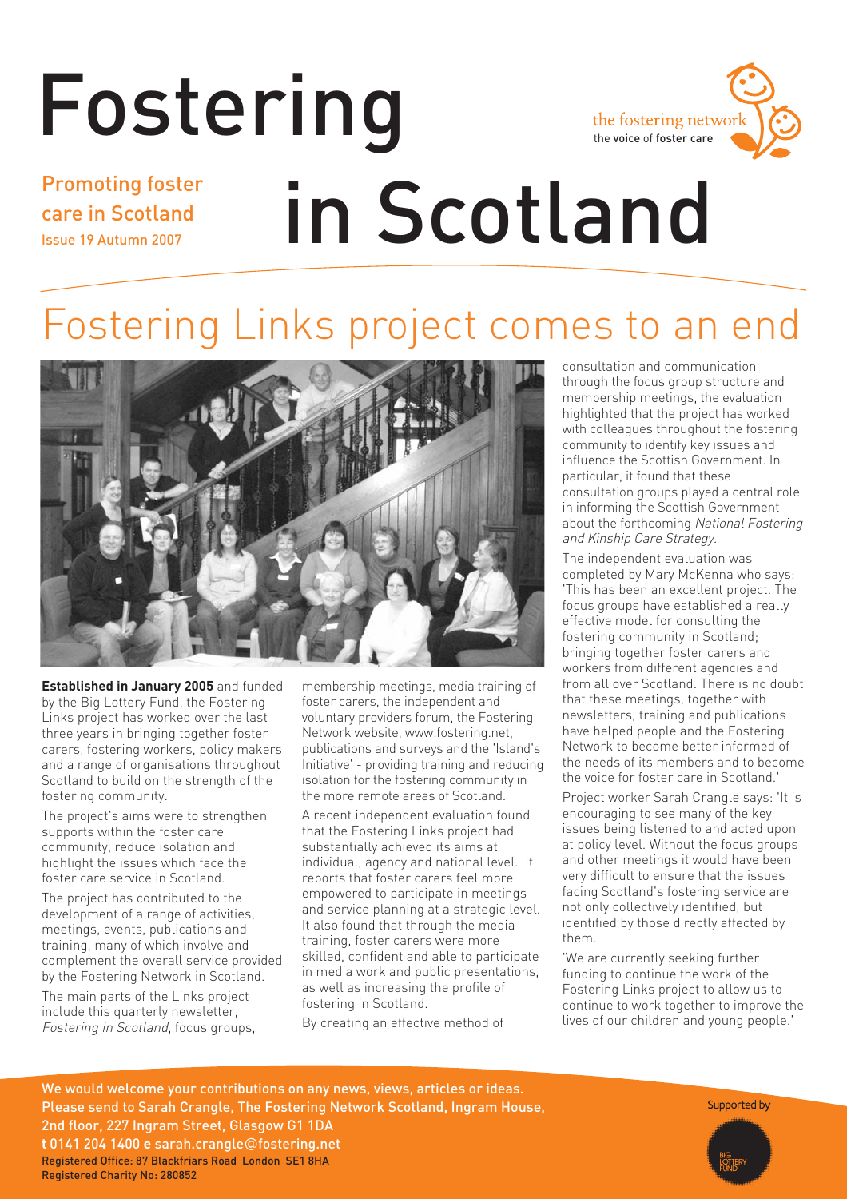# Fostering in Scotland

Promoting foster care in Scotland
Issue 19 Autumn 2007

the fostering network
the voice of foster care

## Fostering Links project comes to an end

**Established in January 2005** and funded by the Big Lottery Fund, the Fostering Links project has worked over the last three years in bringing together foster carers, fostering workers, policy makers and a range of organisations throughout Scotland to build on the strength of the fostering community.

The project's aims were to strengthen supports within the foster care community, reduce isolation and highlight the issues which face the foster care service in Scotland.

The project has contributed to the development of a range of activities, meetings, events, publications and training, many of which involve and complement the overall service provided by the Fostering Network in Scotland.

The main parts of the Links project include this quarterly newsletter, *Fostering in Scotland*, focus groups, membership meetings, media training of foster carers, the independent and voluntary providers forum, the Fostering Network website, www.fostering.net, publications and surveys and the 'Island's Initiative' - providing training and reducing isolation for the fostering community in the more remote areas of Scotland.

A recent independent evaluation found that the Fostering Links project had substantially achieved its aims at individual, agency and national level. It reports that foster carers feel more empowered to participate in meetings and service planning at a strategic level. It also found that through the media training, foster carers were more skilled, confident and able to participate in media work and public presentations, as well as increasing the profile of fostering in Scotland.

By creating an effective method of consultation and communication through the focus group structure and membership meetings, the evaluation highlighted that the project has worked with colleagues throughout the fostering community to identify key issues and influence the Scottish Government. In particular, it found that these consultation groups played a central role in informing the Scottish Government about the forthcoming *National Fostering and Kinship Care Strategy.*

The independent evaluation was completed by Mary McKenna who says: 'This has been an excellent project. The focus groups have established a really effective model for consulting the fostering community in Scotland; bringing together foster carers and workers from different agencies and from all over Scotland. There is no doubt that these meetings, together with newsletters, training and publications have helped people and the Fostering Network to become better informed of the needs of its members and to become the voice for foster care in Scotland.'

Project worker Sarah Crangle says: 'It is encouraging to see many of the key issues being listened to and acted upon at policy level. Without the focus groups and other meetings it would have been very difficult to ensure that the issues facing Scotland's fostering service are not only collectively identified, but identified by those directly affected by them.

'We are currently seeking further funding to continue the work of the Fostering Links project to allow us to continue to work together to improve the lives of our children and young people.'

We would welcome your contributions on any news, views, articles or ideas. Please send to Sarah Crangle, The Fostering Network Scotland, Ingram House, 2nd floor, 227 Ingram Street, Glasgow G1 1DA
**t** 0141 204 1400 **e** sarah.crangle@fostering.net
Registered Office: 87 Blackfriars Road London SE1 8HA
Registered Charity No: 280852

Supported by Big Lottery Fund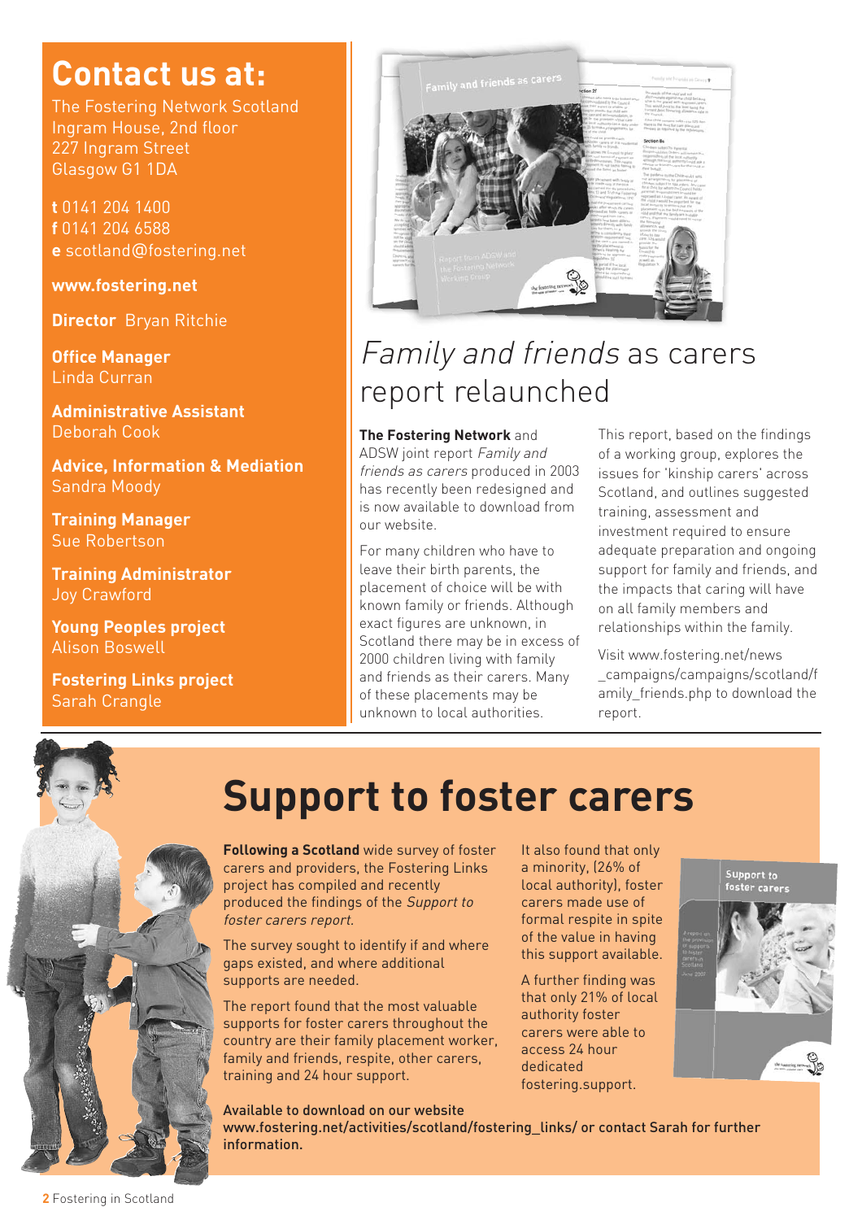## Contact us at:

The Fostering Network Scotland
Ingram House, 2nd floor
227 Ingram Street
Glasgow G1 1DA

**t** 0141 204 1400
**f** 0141 204 6588
**e** scotland@fostering.net

**www.fostering.net**

**Director** Bryan Ritchie

**Office Manager**
Linda Curran

**Administrative Assistant**
Deborah Cook

**Advice, Information & Mediation**
Sandra Moody

**Training Manager**
Sue Robertson

**Training Administrator**
Joy Crawford

**Young Peoples project**
Alison Boswell

**Fostering Links project**
Sarah Crangle

## *Family and friends* as carers report relaunched

**The Fostering Network** and ADSW joint report *Family and friends as carers* produced in 2003 has recently been redesigned and is now available to download from our website.

For many children who have to leave their birth parents, the placement of choice will be with known family or friends. Although exact figures are unknown, in Scotland there may be in excess of 2000 children living with family and friends as their carers. Many of these placements may be unknown to local authorities.

This report, based on the findings of a working group, explores the issues for 'kinship carers' across Scotland, and outlines suggested training, assessment and investment required to ensure adequate preparation and ongoing support for family and friends, and the impacts that caring will have on all family members and relationships within the family.

Visit www.fostering.net/news_campaigns/campaigns/scotland/family_friends.php to download the report.

# Support to foster carers

**Following a Scotland** wide survey of foster carers and providers, the Fostering Links project has compiled and recently produced the findings of the *Support to foster carers report*.

The survey sought to identify if and where gaps existed, and where additional supports are needed.

The report found that the most valuable supports for foster carers throughout the country are their family placement worker, family and friends, respite, other carers, training and 24 hour support.

It also found that only a minority, (26% of local authority), foster carers made use of formal respite in spite of the value in having this support available.

A further finding was that only 21% of local authority foster carers were able to access 24 hour dedicated fostering support.

**Available to download on our website www.fostering.net/activities/scotland/fostering_links/ or contact Sarah for further information.**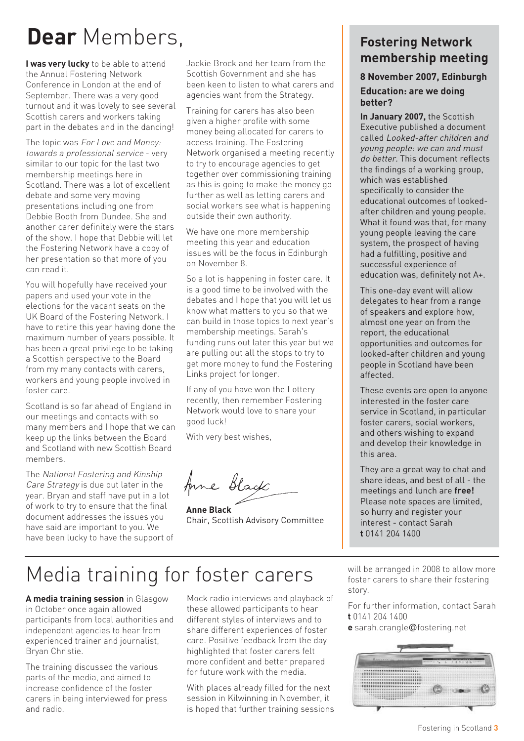# **Dear** Members,

**I was very lucky** to be able to attend the Annual Fostering Network Conference in London at the end of September. There was a very good turnout and it was lovely to see several Scottish carers and workers taking part in the debates and in the dancing!

The topic was *For Love and Money: towards a professional service* - very similar to our topic for the last two membership meetings here in Scotland. There was a lot of excellent debate and some very moving presentations including one from Debbie Booth from Dundee. She and another carer definitely were the stars of the show. I hope that Debbie will let the Fostering Network have a copy of her presentation so that more of you can read it.

You will hopefully have received your papers and used your vote in the elections for the vacant seats on the UK Board of the Fostering Network. I have to retire this year having done the maximum number of years possible. It has been a great privilege to be taking a Scottish perspective to the Board from my many contacts with carers, workers and young people involved in foster care.

Scotland is so far ahead of England in our meetings and contacts with so many members and I hope that we can keep up the links between the Board and Scotland with new Scottish Board members.

The *National Fostering and Kinship Care Strategy* is due out later in the year. Bryan and staff have put in a lot of work to try to ensure that the final document addresses the issues you have said are important to you. We have been lucky to have the support of Jackie Brock and her team from the Scottish Government and she has been keen to listen to what carers and agencies want from the Strategy.

Training for carers has also been given a higher profile with some money being allocated for carers to access training. The Fostering Network organised a meeting recently to try to encourage agencies to get together over commissioning training as this is going to make the money go further as well as letting carers and social workers see what is happening outside their own authority.

We have one more membership meeting this year and education issues will be the focus in Edinburgh on November 8.

So a lot is happening in foster care. It is a good time to be involved with the debates and I hope that you will let us know what matters to you so that we can build in those topics to next year's membership meetings. Sarah's funding runs out later this year but we are pulling out all the stops to try to get more money to fund the Fostering Links project for longer.

If any of you have won the Lottery recently, then remember Fostering Network would love to share your good luck!

With very best wishes,

Anne Black

**Anne Black**
Chair, Scottish Advisory Committee

## Fostering Network membership meeting

### 8 November 2007, Edinburgh

### Education: are we doing better?

**In January 2007,** the Scottish Executive published a document called *Looked-after children and young people: we can and must do better*. This document reflects the findings of a working group, which was established specifically to consider the educational outcomes of looked-after children and young people. What it found was that, for many young people leaving the care system, the prospect of having had a fulfilling, positive and successful experience of education was, definitely not A+.

This one-day event will allow delegates to hear from a range of speakers and explore how, almost one year on from the report, the educational opportunities and outcomes for looked-after children and young people in Scotland have been affected.

These events are open to anyone interested in the foster care service in Scotland, in particular foster carers, social workers, and others wishing to expand and develop their knowledge in this area.

They are a great way to chat and share ideas, and best of all - the meetings and lunch are **free!** Please note spaces are limited, so hurry and register your interest - contact Sarah
**t** 0141 204 1400

# Media training for foster carers

**A media training session** in Glasgow in October once again allowed participants from local authorities and independent agencies to hear from experienced trainer and journalist, Bryan Christie.

The training discussed the various parts of the media, and aimed to increase confidence of the foster carers in being interviewed for press and radio.

Mock radio interviews and playback of these allowed participants to hear different styles of interviews and to share different experiences of foster care. Positive feedback from the day highlighted that foster carers felt more confident and better prepared for future work with the media.

With places already filled for the next session in Kilwinning in November, it is hoped that further training sessions will be arranged in 2008 to allow more foster carers to share their fostering story.

For further information, contact Sarah
**t** 0141 204 1400
**e** sarah.crangle@fostering.net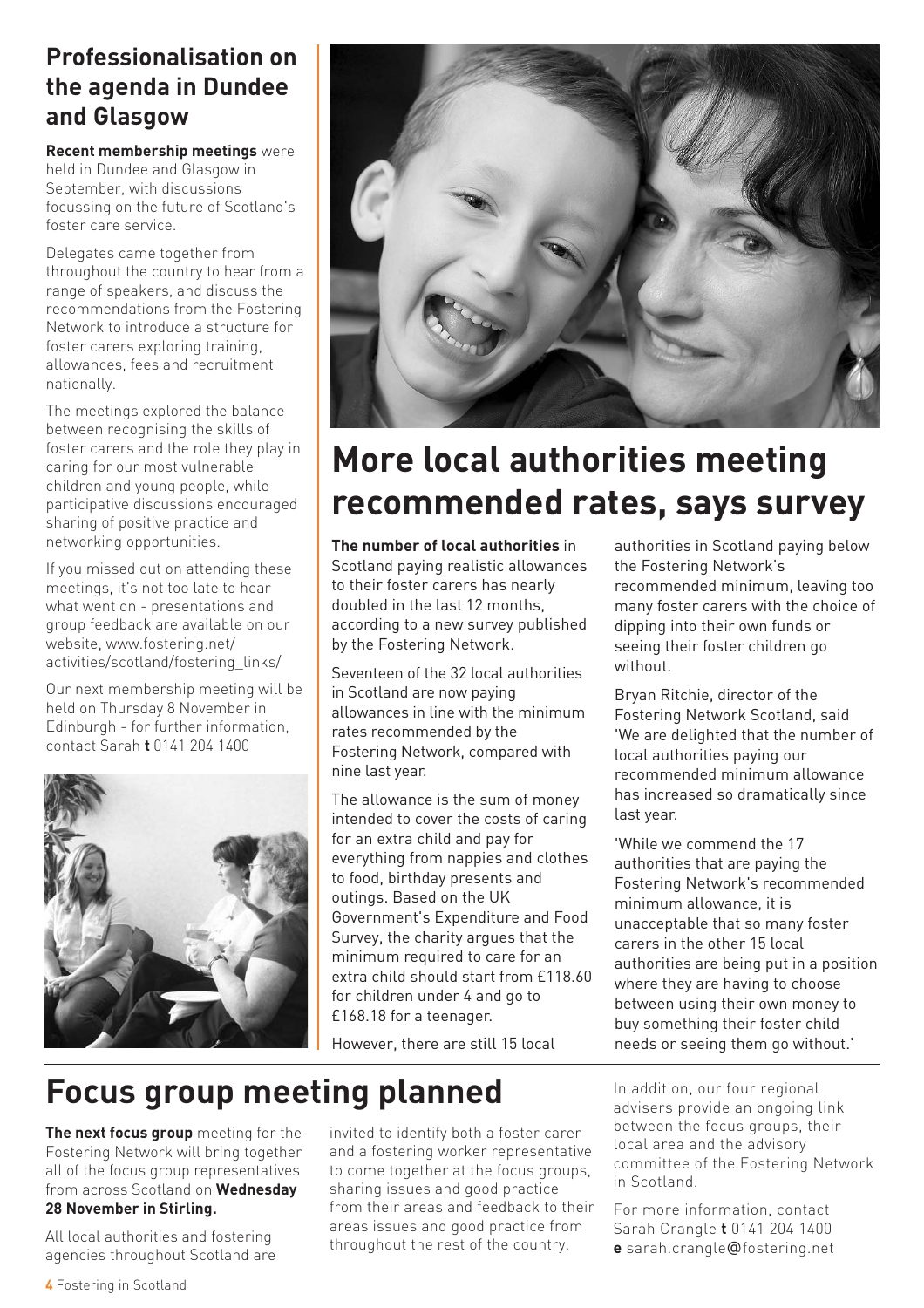## Professionalisation on the agenda in Dundee and Glasgow

**Recent membership meetings** were held in Dundee and Glasgow in September, with discussions focussing on the future of Scotland's foster care service.

Delegates came together from throughout the country to hear from a range of speakers, and discuss the recommendations from the Fostering Network to introduce a structure for foster carers exploring training, allowances, fees and recruitment nationally.

The meetings explored the balance between recognising the skills of foster carers and the role they play in caring for our most vulnerable children and young people, while participative discussions encouraged sharing of positive practice and networking opportunities.

If you missed out on attending these meetings, it's not too late to hear what went on - presentations and group feedback are available on our website, www.fostering.net/activities/scotland/fostering_links/

Our next membership meeting will be held on Thursday 8 November in Edinburgh - for further information, contact Sarah **t** 0141 204 1400

# More local authorities meeting recommended rates, says survey

**The number of local authorities** in Scotland paying realistic allowances to their foster carers has nearly doubled in the last 12 months, according to a new survey published by the Fostering Network.

Seventeen of the 32 local authorities in Scotland are now paying allowances in line with the minimum rates recommended by the Fostering Network, compared with nine last year.

The allowance is the sum of money intended to cover the costs of caring for an extra child and pay for everything from nappies and clothes to food, birthday presents and outings. Based on the UK Government's Expenditure and Food Survey, the charity argues that the minimum required to care for an extra child should start from £118.60 for children under 4 and go to £168.18 for a teenager.

However, there are still 15 local authorities in Scotland paying below the Fostering Network's recommended minimum, leaving too many foster carers with the choice of dipping into their own funds or seeing their foster children go without.

Bryan Ritchie, director of the Fostering Network Scotland, said 'We are delighted that the number of local authorities paying our recommended minimum allowance has increased so dramatically since last year.

'While we commend the 17 authorities that are paying the Fostering Network's recommended minimum allowance, it is unacceptable that so many foster carers in the other 15 local authorities are being put in a position where they are having to choose between using their own money to buy something their foster child needs or seeing them go without.'

# Focus group meeting planned

**The next focus group** meeting for the Fostering Network will bring together all of the focus group representatives from across Scotland on **Wednesday 28 November in Stirling.**

All local authorities and fostering agencies throughout Scotland are invited to identify both a foster carer and a fostering worker representative to come together at the focus groups, sharing issues and good practice from their areas and feedback to their areas issues and good practice from throughout the rest of the country.

In addition, our four regional advisers provide an ongoing link between the focus groups, their local area and the advisory committee of the Fostering Network in Scotland.

For more information, contact Sarah Crangle **t** 0141 204 1400 **e** sarah.crangle@fostering.net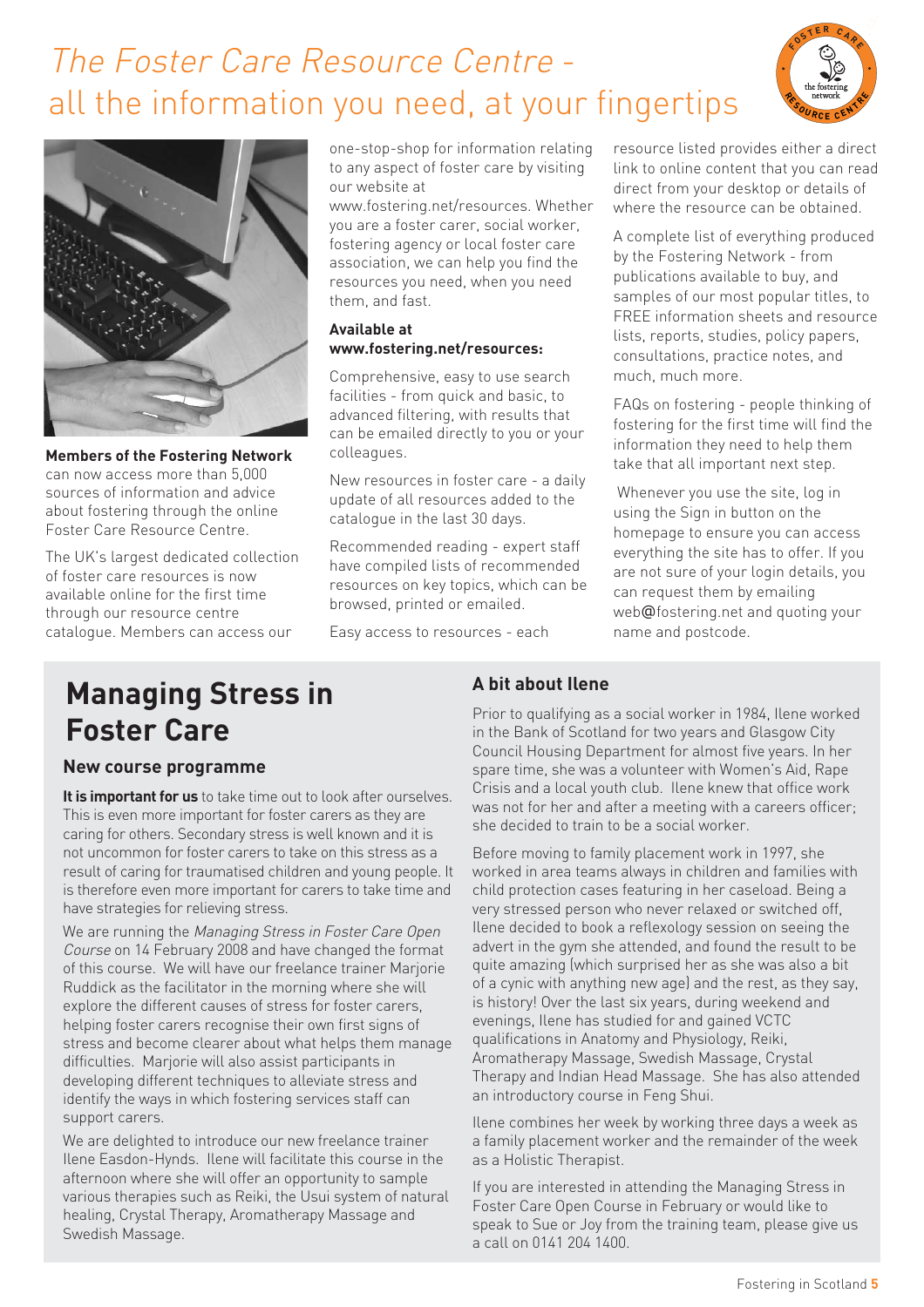# *The Foster Care Resource Centre -* all the information you need, at your fingertips

**Members of the Fostering Network** can now access more than 5,000 sources of information and advice about fostering through the online Foster Care Resource Centre.

The UK's largest dedicated collection of foster care resources is now available online for the first time through our resource centre catalogue. Members can access our one-stop-shop for information relating to any aspect of foster care by visiting our website at www.fostering.net/resources. Whether you are a foster carer, social worker, fostering agency or local foster care association, we can help you find the resources you need, when you need them, and fast.

**Available at www.fostering.net/resources:**

Comprehensive, easy to use search facilities - from quick and basic, to advanced filtering, with results that can be emailed directly to you or your colleagues.

New resources in foster care - a daily update of all resources added to the catalogue in the last 30 days.

Recommended reading - expert staff have compiled lists of recommended resources on key topics, which can be browsed, printed or emailed.

Easy access to resources - each resource listed provides either a direct link to online content that you can read direct from your desktop or details of where the resource can be obtained.

A complete list of everything produced by the Fostering Network - from publications available to buy, and samples of our most popular titles, to FREE information sheets and resource lists, reports, studies, policy papers, consultations, practice notes, and much, much more.

FAQs on fostering - people thinking of fostering for the first time will find the information they need to help them take that all important next step.

Whenever you use the site, log in using the Sign in button on the homepage to ensure you can access everything the site has to offer. If you are not sure of your login details, you can request them by emailing web@fostering.net and quoting your name and postcode.

# Managing Stress in Foster Care

## New course programme

**It is important for us** to take time out to look after ourselves. This is even more important for foster carers as they are caring for others. Secondary stress is well known and it is not uncommon for foster carers to take on this stress as a result of caring for traumatised children and young people. It is therefore even more important for carers to take time and have strategies for relieving stress.

We are running the *Managing Stress in Foster Care Open Course* on 14 February 2008 and have changed the format of this course. We will have our freelance trainer Marjorie Ruddick as the facilitator in the morning where she will explore the different causes of stress for foster carers, helping foster carers recognise their own first signs of stress and become clearer about what helps them manage difficulties. Marjorie will also assist participants in developing different techniques to alleviate stress and identify the ways in which fostering services staff can support carers.

We are delighted to introduce our new freelance trainer Ilene Easdon-Hynds. Ilene will facilitate this course in the afternoon where she will offer an opportunity to sample various therapies such as Reiki, the Usui system of natural healing, Crystal Therapy, Aromatherapy Massage and Swedish Massage.

## A bit about Ilene

Prior to qualifying as a social worker in 1984, Ilene worked in the Bank of Scotland for two years and Glasgow City Council Housing Department for almost five years. In her spare time, she was a volunteer with Women's Aid, Rape Crisis and a local youth club. Ilene knew that office work was not for her and after a meeting with a careers officer; she decided to train to be a social worker.

Before moving to family placement work in 1997, she worked in area teams always in children and families with child protection cases featuring in her caseload. Being a very stressed person who never relaxed or switched off, Ilene decided to book a reflexology session on seeing the advert in the gym she attended, and found the result to be quite amazing (which surprised her as she was also a bit of a cynic with anything new age) and the rest, as they say, is history! Over the last six years, during weekend and evenings, Ilene has studied for and gained VCTC qualifications in Anatomy and Physiology, Reiki, Aromatherapy Massage, Swedish Massage, Crystal Therapy and Indian Head Massage. She has also attended an introductory course in Feng Shui.

Ilene combines her week by working three days a week as a family placement worker and the remainder of the week as a Holistic Therapist.

If you are interested in attending the Managing Stress in Foster Care Open Course in February or would like to speak to Sue or Joy from the training team, please give us a call on 0141 204 1400.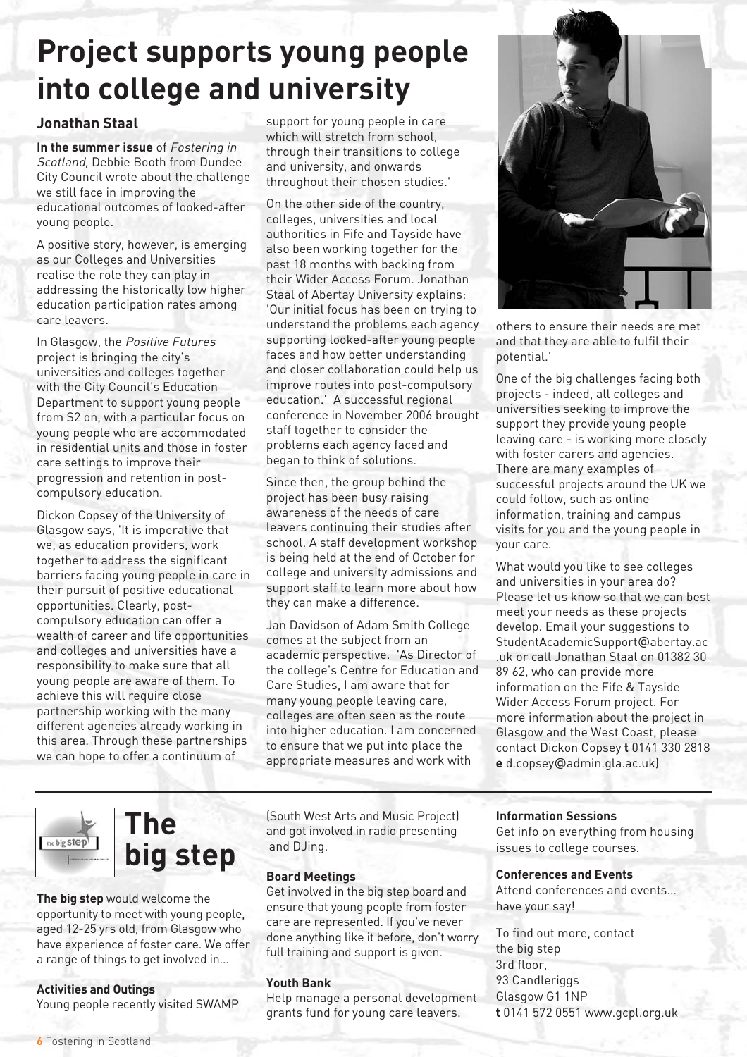# Project supports young people into college and university

**Jonathan Staal**

**In the summer issue** of *Fostering in Scotland,* Debbie Booth from Dundee City Council wrote about the challenge we still face in improving the educational outcomes of looked-after young people.

A positive story, however, is emerging as our Colleges and Universities realise the role they can play in addressing the historically low higher education participation rates among care leavers.

In Glasgow, the *Positive Futures* project is bringing the city's universities and colleges together with the City Council's Education Department to support young people from S2 on, with a particular focus on young people who are accommodated in residential units and those in foster care settings to improve their progression and retention in post-compulsory education.

Dickon Copsey of the University of Glasgow says, 'It is imperative that we, as education providers, work together to address the significant barriers facing young people in care in their pursuit of positive educational opportunities. Clearly, post-compulsory education can offer a wealth of career and life opportunities and colleges and universities have a responsibility to make sure that all young people are aware of them. To achieve this will require close partnership working with the many different agencies already working in this area. Through these partnerships we can hope to offer a continuum of support for young people in care which will stretch from school, through their transitions to college and university, and onwards throughout their chosen studies.'

On the other side of the country, colleges, universities and local authorities in Fife and Tayside have also been working together for the past 18 months with backing from their Wider Access Forum. Jonathan Staal of Abertay University explains: 'Our initial focus has been on trying to understand the problems each agency supporting looked-after young people faces and how better understanding and closer collaboration could help us improve routes into post-compulsory education.' A successful regional conference in November 2006 brought staff together to consider the problems each agency faced and began to think of solutions.

Since then, the group behind the project has been busy raising awareness of the needs of care leavers continuing their studies after school. A staff development workshop is being held at the end of October for college and university admissions and support staff to learn more about how they can make a difference.

Jan Davidson of Adam Smith College comes at the subject from an academic perspective. 'As Director of the college's Centre for Education and Care Studies, I am aware that for many young people leaving care, colleges are often seen as the route into higher education. I am concerned to ensure that we put into place the appropriate measures and work with others to ensure their needs are met and that they are able to fulfil their potential.'

One of the big challenges facing both projects - indeed, all colleges and universities seeking to improve the support they provide young people leaving care - is working more closely with foster carers and agencies. There are many examples of successful projects around the UK we could follow, such as online information, training and campus visits for you and the young people in your care.

What would you like to see colleges and universities in your area do? Please let us know so that we can best meet your needs as these projects develop. Email your suggestions to StudentAcademicSupport@abertay.ac.uk or call Jonathan Staal on 01382 30 89 62, who can provide more information on the Fife & Tayside Wider Access Forum project. For more information about the project in Glasgow and the West Coast, please contact Dickon Copsey **t** 0141 330 2818 **e** d.copsey@admin.gla.ac.uk)

# The big step

**The big step** would welcome the opportunity to meet with young people, aged 12-25 yrs old, from Glasgow who have experience of foster care. We offer a range of things to get involved in...

**Activities and Outings**
Young people recently visited SWAMP (South West Arts and Music Project) and got involved in radio presenting and DJing.

**Board Meetings**
Get involved in the big step board and ensure that young people from foster care are represented. If you've never done anything like it before, don't worry full training and support is given.

**Youth Bank**
Help manage a personal development grants fund for young care leavers.

**Information Sessions**
Get info on everything from housing issues to college courses.

**Conferences and Events**
Attend conferences and events... have your say!

To find out more, contact
the big step
3rd floor,
93 Candleriggs
Glasgow G1 1NP
**t** 0141 572 0551 www.gcpl.org.uk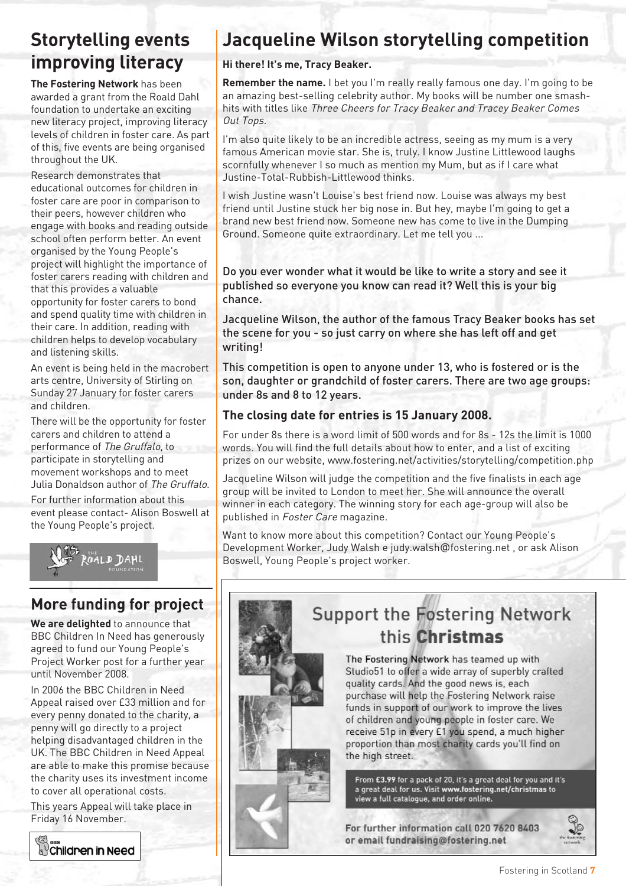## Storytelling events improving literacy

**The Fostering Network** has been awarded a grant from the Roald Dahl foundation to undertake an exciting new literacy project, improving literacy levels of children in foster care. As part of this, five events are being organised throughout the UK.

Research demonstrates that educational outcomes for children in foster care are poor in comparison to their peers, however children who engage with books and reading outside school often perform better. An event organised by the Young People's project will highlight the importance of foster carers reading with children and that this provides a valuable opportunity for foster carers to bond and spend quality time with children in their care. In addition, reading with children helps to develop vocabulary and listening skills.

An event is being held in the macrobert arts centre, University of Stirling on Sunday 27 January for foster carers and children.

There will be the opportunity for foster carers and children to attend a performance of *The Gruffalo*, to participate in storytelling and movement workshops and to meet Julia Donaldson author of *The Gruffalo*.

For further information about this event please contact- Alison Boswell at the Young People's project.

The Roald Dahl Foundation

## More funding for project

**We are delighted** to announce that BBC Children In Need has generously agreed to fund our Young People's Project Worker post for a further year until November 2008.

In 2006 the BBC Children in Need Appeal raised over £33 million and for every penny donated to the charity, a penny will go directly to a project helping disadvantaged children in the UK. The BBC Children in Need Appeal are able to make this promise because the charity uses its investment income to cover all operational costs.

This years Appeal will take place in Friday 16 November.

BBC Children in Need

## Jacqueline Wilson storytelling competition

**Hi there! It's me, Tracy Beaker.**

**Remember the name.** I bet you I'm really really famous one day. I'm going to be an amazing best-selling celebrity author. My books will be number one smash-hits with titles like *Three Cheers for Tracy Beaker and Tracey Beaker Comes Out Tops*.

I'm also quite likely to be an incredible actress, seeing as my mum is a very famous American movie star. She is, truly. I know Justine Littlewood laughs scornfully whenever I so much as mention my Mum, but as if I care what Justine-Total-Rubbish-Littlewood thinks.

I wish Justine wasn't Louise's best friend now. Louise was always my best friend until Justine stuck her big nose in. But hey, maybe I'm going to get a brand new best friend now. Someone new has come to live in the Dumping Ground. Someone quite extraordinary. Let me tell you ...

Do you ever wonder what it would be like to write a story and see it published so everyone you know can read it? Well this is your big chance.

Jacqueline Wilson, the author of the famous Tracy Beaker books has set the scene for you - so just carry on where she has left off and get writing!

This competition is open to anyone under 13, who is fostered or is the son, daughter or grandchild of foster carers. There are two age groups: under 8s and 8 to 12 years.

### The closing date for entries is 15 January 2008.

For under 8s there is a word limit of 500 words and for 8s - 12s the limit is 1000 words. You will find the full details about how to enter, and a list of exciting prizes on our website, www.fostering.net/activities/storytelling/competition.php

Jacqueline Wilson will judge the competition and the five finalists in each age group will be invited to London to meet her. She will announce the overall winner in each category. The winning story for each age-group will also be published in *Foster Care* magazine.

Want to know more about this competition? Contact our Young People's Development Worker, Judy Walsh e judy.walsh@fostering.net , or ask Alison Boswell, Young People's project worker.

## Support the Fostering Network this **Christmas**

**The Fostering Network** has teamed up with Studio51 to offer a wide array of superbly crafted quality cards. And the good news is, each purchase will help the Fostering Network raise funds in support of our work to improve the lives of children and young people in foster care. We receive 51p in every £1 you spend, a much higher proportion than most charity cards you'll find on the high street.

From **£3.99** for a pack of 20, it's a great deal for you and it's a great deal for us. Visit **www.fostering.net/christmas** to view a full catalogue, and order online.

**For further information call 020 7620 8403 or email fundraising@fostering.net**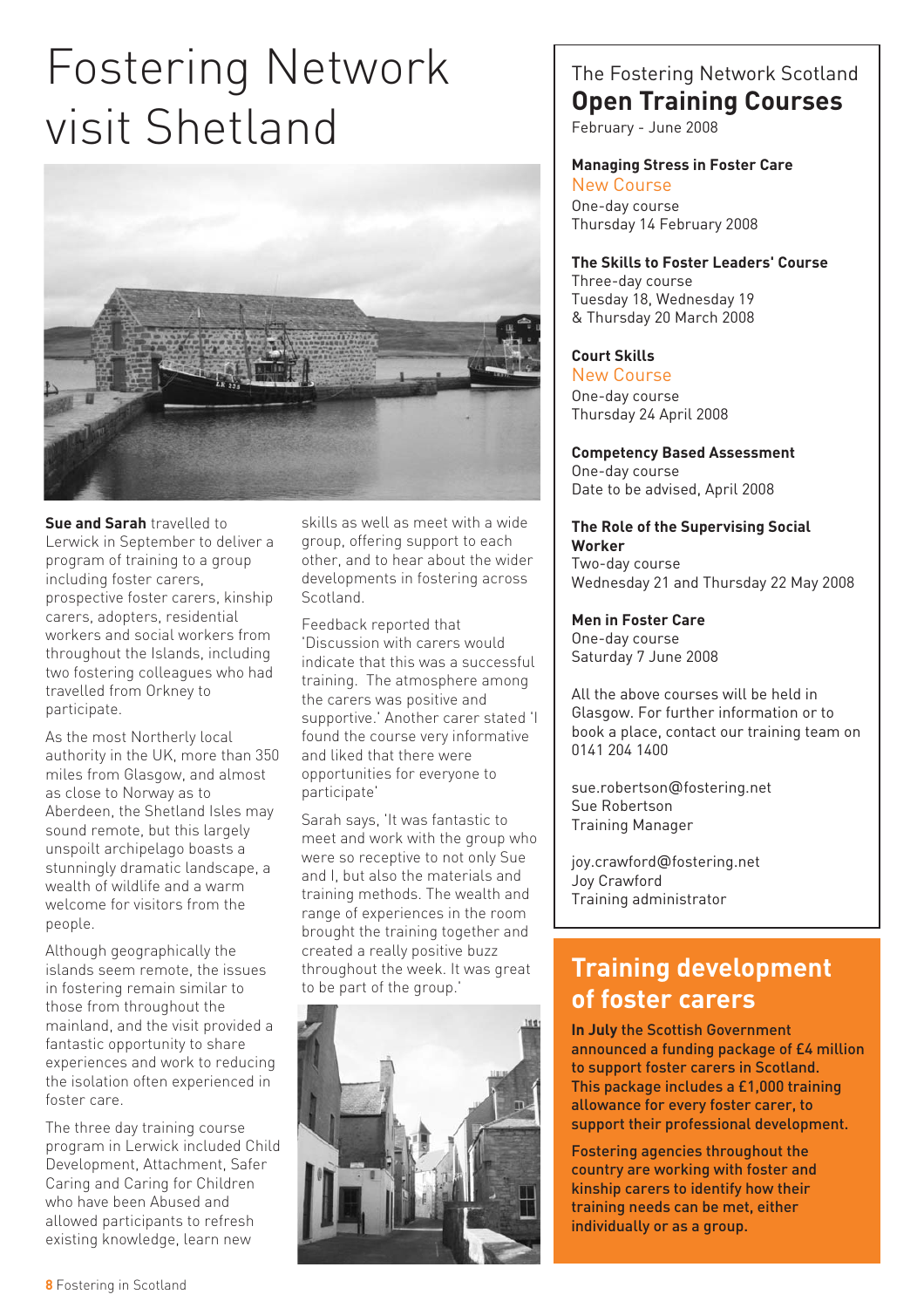# Fostering Network visit Shetland

**Sue and Sarah** travelled to Lerwick in September to deliver a program of training to a group including foster carers, prospective foster carers, kinship carers, adopters, residential workers and social workers from throughout the Islands, including two fostering colleagues who had travelled from Orkney to participate.

As the most Northerly local authority in the UK, more than 350 miles from Glasgow, and almost as close to Norway as to Aberdeen, the Shetland Isles may sound remote, but this largely unspoilt archipelago boasts a stunningly dramatic landscape, a wealth of wildlife and a warm welcome for visitors from the people.

Although geographically the islands seem remote, the issues in fostering remain similar to those from throughout the mainland, and the visit provided a fantastic opportunity to share experiences and work to reducing the isolation often experienced in foster care.

The three day training course program in Lerwick included Child Development, Attachment, Safer Caring and Caring for Children who have been Abused and allowed participants to refresh existing knowledge, learn new skills as well as meet with a wide group, offering support to each other, and to hear about the wider developments in fostering across Scotland.

Feedback reported that 'Discussion with carers would indicate that this was a successful training. The atmosphere among the carers was positive and supportive.' Another carer stated 'I found the course very informative and liked that there were opportunities for everyone to participate'

Sarah says, 'It was fantastic to meet and work with the group who were so receptive to not only Sue and I, but also the materials and training methods. The wealth and range of experiences in the room brought the training together and created a really positive buzz throughout the week. It was great to be part of the group.'

The Fostering Network Scotland
## Open Training Courses
February - June 2008

**Managing Stress in Foster Care**
New Course
One-day course
Thursday 14 February 2008

**The Skills to Foster Leaders' Course**
Three-day course
Tuesday 18, Wednesday 19
& Thursday 20 March 2008

**Court Skills**
New Course
One-day course
Thursday 24 April 2008

**Competency Based Assessment**
One-day course
Date to be advised, April 2008

**The Role of the Supervising Social Worker**
Two-day course
Wednesday 21 and Thursday 22 May 2008

**Men in Foster Care**
One-day course
Saturday 7 June 2008

All the above courses will be held in Glasgow. For further information or to book a place, contact our training team on 0141 204 1400

sue.robertson@fostering.net
Sue Robertson
Training Manager

joy.crawford@fostering.net
Joy Crawford
Training administrator

## Training development of foster carers

**In July** the Scottish Government announced a funding package of £4 million to support foster carers in Scotland. This package includes a £1,000 training allowance for every foster carer, to support their professional development.

Fostering agencies throughout the country are working with foster and kinship carers to identify how their training needs can be met, either individually or as a group.